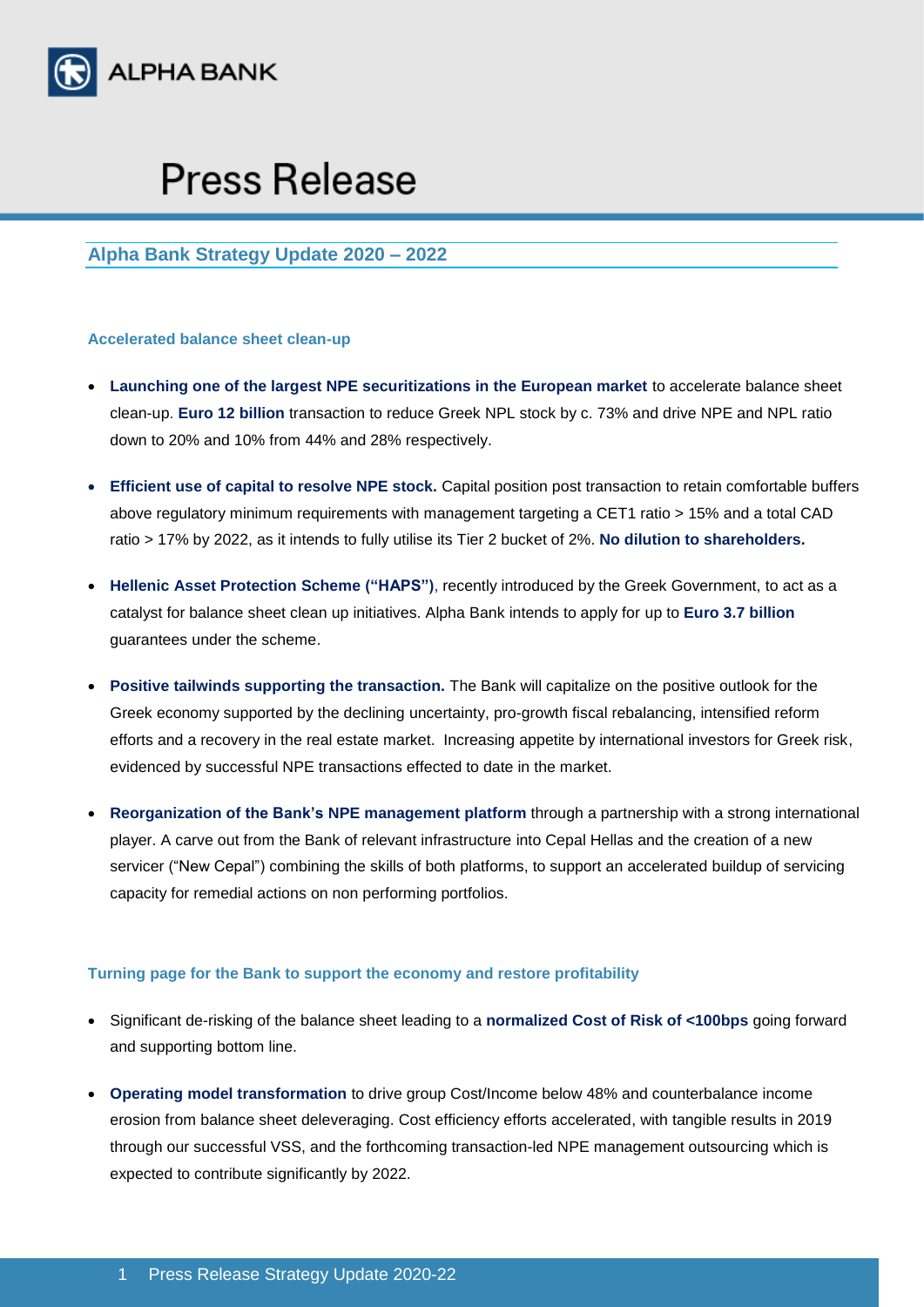# Press Release

## Alpha Bank Strategy Update 2020 – 2022

### Accelerated balance sheet clean-up

- **Launching one of the largest NPE securitizations in the European market** to accelerate balance sheet clean-up. **Euro 12 billion** transaction to reduce Greek NPL stock by c. 73% and drive NPE and NPL ratio down to 20% and 10% from 44% and 28% respectively.

- **Efficient use of capital to resolve NPE stock.** Capital position post transaction to retain comfortable buffers above regulatory minimum requirements with management targeting a CET1 ratio > 15% and a total CAD ratio > 17% by 2022, as it intends to fully utilise its Tier 2 bucket of 2%. **No dilution to shareholders.**

- **Hellenic Asset Protection Scheme ("HAPS")**, recently introduced by the Greek Government, to act as a catalyst for balance sheet clean up initiatives. Alpha Bank intends to apply for up to **Euro 3.7 billion** guarantees under the scheme.

- **Positive tailwinds supporting the transaction.** The Bank will capitalize on the positive outlook for the Greek economy supported by the declining uncertainty, pro-growth fiscal rebalancing, intensified reform efforts and a recovery in the real estate market. Increasing appetite by international investors for Greek risk, evidenced by successful NPE transactions effected to date in the market.

- **Reorganization of the Bank's NPE management platform** through a partnership with a strong international player. A carve out from the Bank of relevant infrastructure into Cepal Hellas and the creation of a new servicer ("New Cepal") combining the skills of both platforms, to support an accelerated buildup of servicing capacity for remedial actions on non performing portfolios.

### Turning page for the Bank to support the economy and restore profitability

- Significant de-risking of the balance sheet leading to a **normalized Cost of Risk of <100bps** going forward and supporting bottom line.

- **Operating model transformation** to drive group Cost/Income below 48% and counterbalance income erosion from balance sheet deleveraging. Cost efficiency efforts accelerated, with tangible results in 2019 through our successful VSS, and the forthcoming transaction-led NPE management outsourcing which is expected to contribute significantly by 2022.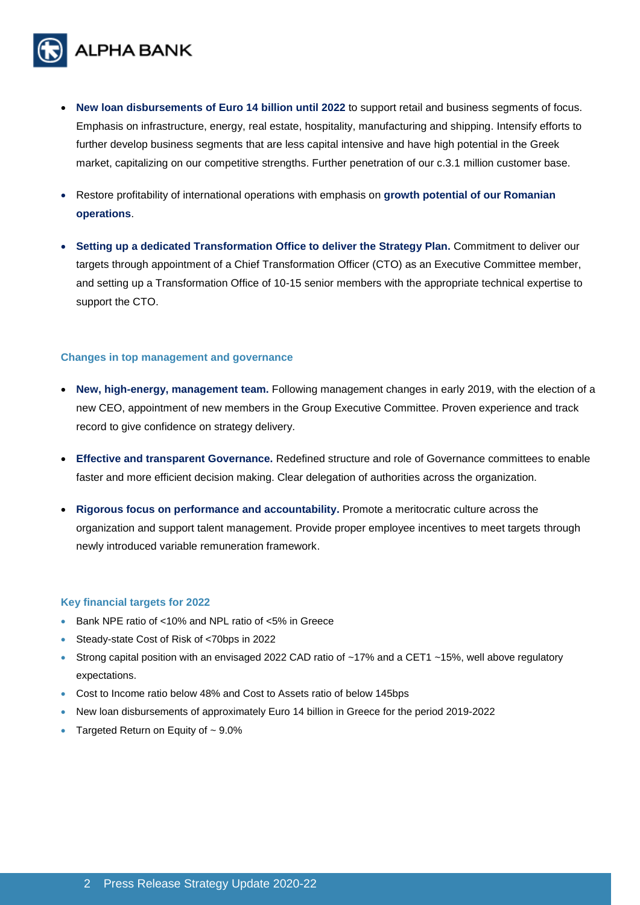- **New loan disbursements of Euro 14 billion until 2022** to support retail and business segments of focus. Emphasis on infrastructure, energy, real estate, hospitality, manufacturing and shipping. Intensify efforts to further develop business segments that are less capital intensive and have high potential in the Greek market, capitalizing on our competitive strengths. Further penetration of our c.3.1 million customer base.

- Restore profitability of international operations with emphasis on **growth potential of our Romanian operations**.

- **Setting up a dedicated Transformation Office to deliver the Strategy Plan.** Commitment to deliver our targets through appointment of a Chief Transformation Officer (CTO) as an Executive Committee member, and setting up a Transformation Office of 10-15 senior members with the appropriate technical expertise to support the CTO.

### Changes in top management and governance

- **New, high-energy, management team.** Following management changes in early 2019, with the election of a new CEO, appointment of new members in the Group Executive Committee. Proven experience and track record to give confidence on strategy delivery.

- **Effective and transparent Governance.** Redefined structure and role of Governance committees to enable faster and more efficient decision making. Clear delegation of authorities across the organization.

- **Rigorous focus on performance and accountability.** Promote a meritocratic culture across the organization and support talent management. Provide proper employee incentives to meet targets through newly introduced variable remuneration framework.

### Key financial targets for 2022

- Bank NPE ratio of <10% and NPL ratio of <5% in Greece
- Steady-state Cost of Risk of <70bps in 2022
- Strong capital position with an envisaged 2022 CAD ratio of ~17% and a CET1 ~15%, well above regulatory expectations.
- Cost to Income ratio below 48% and Cost to Assets ratio of below 145bps
- New loan disbursements of approximately Euro 14 billion in Greece for the period 2019-2022
- Targeted Return on Equity of ~ 9.0%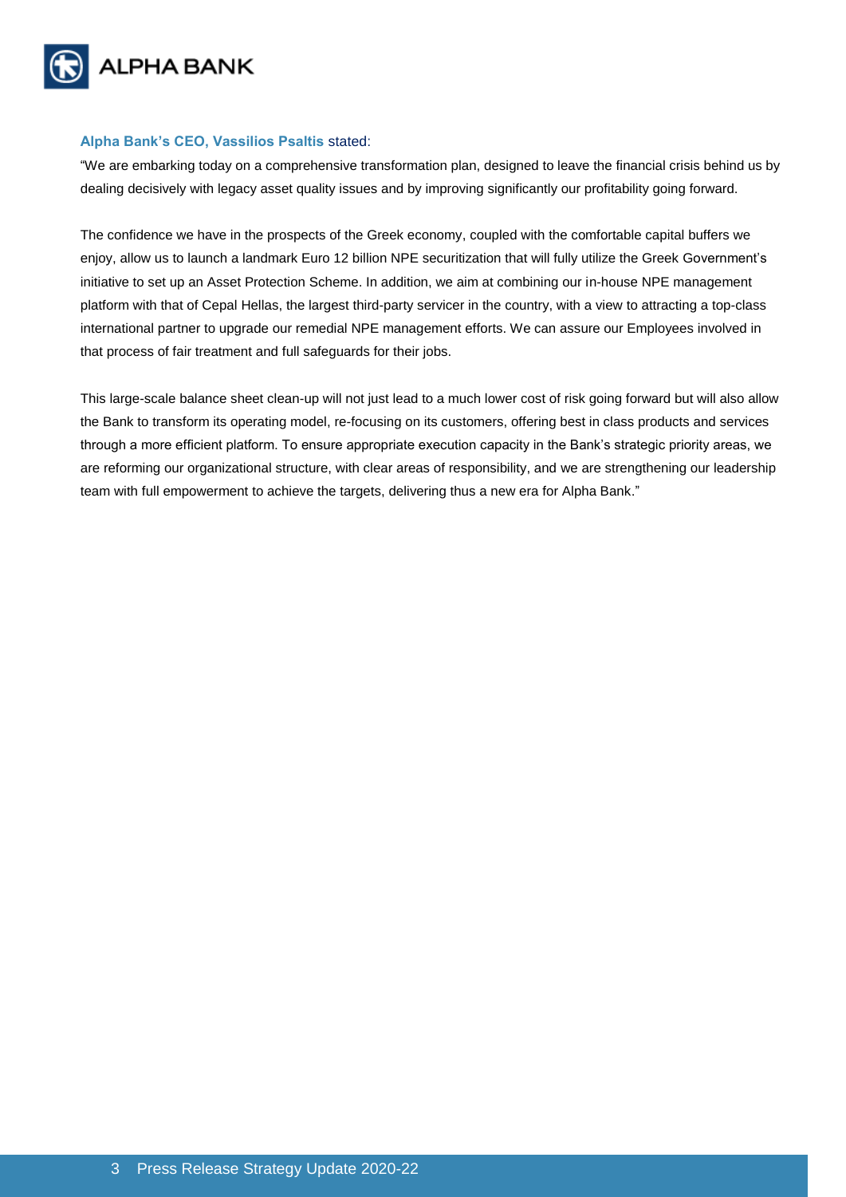**Alpha Bank's CEO, Vassilios Psaltis** stated:

"We are embarking today on a comprehensive transformation plan, designed to leave the financial crisis behind us by dealing decisively with legacy asset quality issues and by improving significantly our profitability going forward.

The confidence we have in the prospects of the Greek economy, coupled with the comfortable capital buffers we enjoy, allow us to launch a landmark Euro 12 billion NPE securitization that will fully utilize the Greek Government's initiative to set up an Asset Protection Scheme. In addition, we aim at combining our in-house NPE management platform with that of Cepal Hellas, the largest third-party servicer in the country, with a view to attracting a top-class international partner to upgrade our remedial NPE management efforts. We can assure our Employees involved in that process of fair treatment and full safeguards for their jobs.

This large-scale balance sheet clean-up will not just lead to a much lower cost of risk going forward but will also allow the Bank to transform its operating model, re-focusing on its customers, offering best in class products and services through a more efficient platform. To ensure appropriate execution capacity in the Bank's strategic priority areas, we are reforming our organizational structure, with clear areas of responsibility, and we are strengthening our leadership team with full empowerment to achieve the targets, delivering thus a new era for Alpha Bank."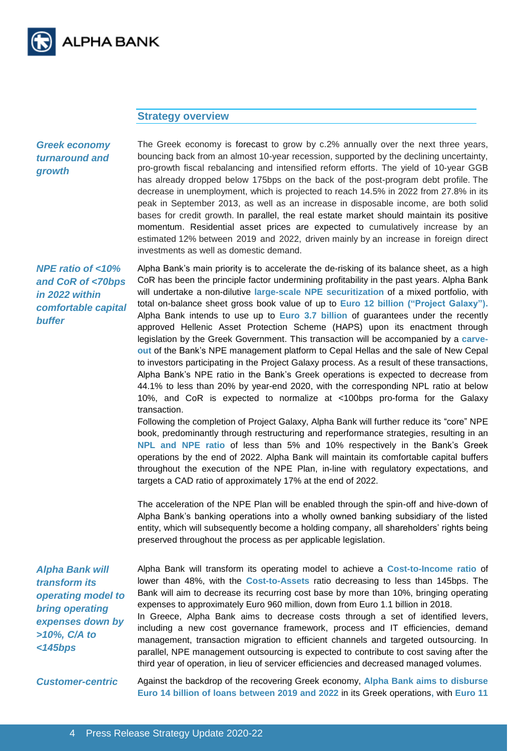## Strategy overview

*Greek economy turnaround and growth*

The Greek economy is forecast to grow by c.2% annually over the next three years, bouncing back from an almost 10-year recession, supported by the declining uncertainty, pro-growth fiscal rebalancing and intensified reform efforts. The yield of 10-year GGB has already dropped below 175bps on the back of the post-program debt profile. The decrease in unemployment, which is projected to reach 14.5% in 2022 from 27.8% in its peak in September 2013, as well as an increase in disposable income, are both solid bases for credit growth. In parallel, the real estate market should maintain its positive momentum. Residential asset prices are expected to cumulatively increase by an estimated 12% between 2019 and 2022, driven mainly by an increase in foreign direct investments as well as domestic demand.

*NPE ratio of <10% and CoR of <70bps in 2022 within comfortable capital buffer*

Alpha Bank's main priority is to accelerate the de-risking of its balance sheet, as a high CoR has been the principle factor undermining profitability in the past years. Alpha Bank will undertake a non-dilutive **large-scale NPE securitization** of a mixed portfolio, with total on-balance sheet gross book value of up to **Euro 12 billion ("Project Galaxy").** Alpha Bank intends to use up to **Euro 3.7 billion** of guarantees under the recently approved Hellenic Asset Protection Scheme (HAPS) upon its enactment through legislation by the Greek Government. This transaction will be accompanied by a **carve-out** of the Bank's NPE management platform to Cepal Hellas and the sale of New Cepal to investors participating in the Project Galaxy process. As a result of these transactions, Alpha Bank's NPE ratio in the Bank's Greek operations is expected to decrease from 44.1% to less than 20% by year-end 2020, with the corresponding NPL ratio at below 10%, and CoR is expected to normalize at <100bps pro-forma for the Galaxy transaction.

Following the completion of Project Galaxy, Alpha Bank will further reduce its "core" NPE book, predominantly through restructuring and reperformance strategies, resulting in an **NPL and NPE ratio** of less than 5% and 10% respectively in the Bank's Greek operations by the end of 2022. Alpha Bank will maintain its comfortable capital buffers throughout the execution of the NPE Plan, in-line with regulatory expectations, and targets a CAD ratio of approximately 17% at the end of 2022.

The acceleration of the NPE Plan will be enabled through the spin-off and hive-down of Alpha Bank's banking operations into a wholly owned banking subsidiary of the listed entity, which will subsequently become a holding company, all shareholders' rights being preserved throughout the process as per applicable legislation.

*Alpha Bank will transform its operating model to bring operating expenses down by >10%, C/A to <145bps*

Alpha Bank will transform its operating model to achieve a **Cost-to-Income ratio** of lower than 48%, with the **Cost-to-Assets** ratio decreasing to less than 145bps. The Bank will aim to decrease its recurring cost base by more than 10%, bringing operating expenses to approximately Euro 960 million, down from Euro 1.1 billion in 2018.

In Greece, Alpha Bank aims to decrease costs through a set of identified levers, including a new cost governance framework, process and IT efficiencies, demand management, transaction migration to efficient channels and targeted outsourcing. In parallel, NPE management outsourcing is expected to contribute to cost saving after the third year of operation, in lieu of servicer efficiencies and decreased managed volumes.

*Customer-centric*

Against the backdrop of the recovering Greek economy, **Alpha Bank aims to disburse Euro 14 billion of loans between 2019 and 2022** in its Greek operations, with **Euro 11**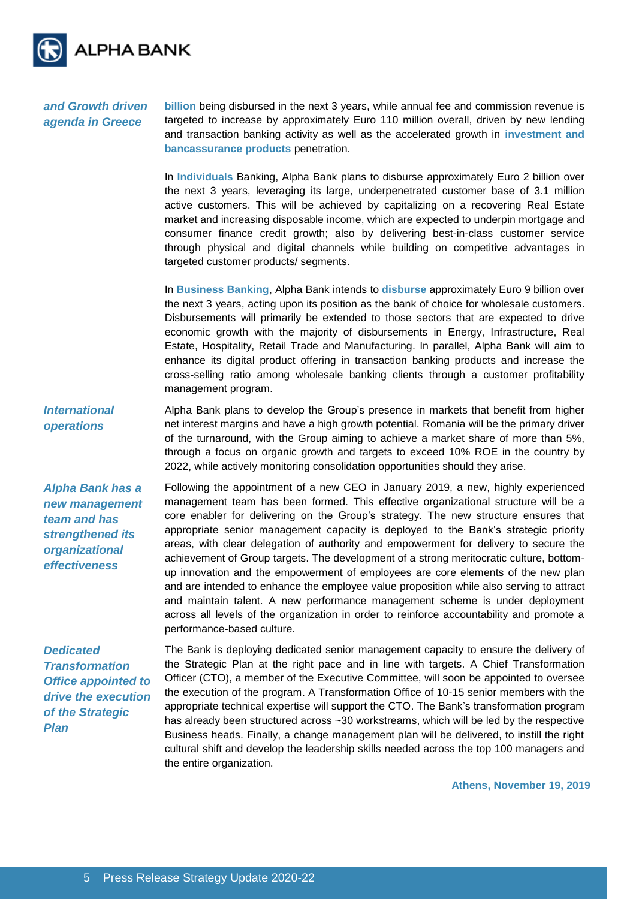***and Growth driven agenda in Greece***

**billion** being disbursed in the next 3 years, while annual fee and commission revenue is targeted to increase by approximately Euro 110 million overall, driven by new lending and transaction banking activity as well as the accelerated growth in **investment and bancassurance products** penetration.

In **Individuals** Banking, Alpha Bank plans to disburse approximately Euro 2 billion over the next 3 years, leveraging its large, underpenetrated customer base of 3.1 million active customers. This will be achieved by capitalizing on a recovering Real Estate market and increasing disposable income, which are expected to underpin mortgage and consumer finance credit growth; also by delivering best-in-class customer service through physical and digital channels while building on competitive advantages in targeted customer products/ segments.

In **Business Banking**, Alpha Bank intends to **disburse** approximately Euro 9 billion over the next 3 years, acting upon its position as the bank of choice for wholesale customers. Disbursements will primarily be extended to those sectors that are expected to drive economic growth with the majority of disbursements in Energy, Infrastructure, Real Estate, Hospitality, Retail Trade and Manufacturing. In parallel, Alpha Bank will aim to enhance its digital product offering in transaction banking products and increase the cross-selling ratio among wholesale banking clients through a customer profitability management program.

***International operations***

Alpha Bank plans to develop the Group's presence in markets that benefit from higher net interest margins and have a high growth potential. Romania will be the primary driver of the turnaround, with the Group aiming to achieve a market share of more than 5%, through a focus on organic growth and targets to exceed 10% ROE in the country by 2022, while actively monitoring consolidation opportunities should they arise.

***Alpha Bank has a new management team and has strengthened its organizational effectiveness***

Following the appointment of a new CEO in January 2019, a new, highly experienced management team has been formed. This effective organizational structure will be a core enabler for delivering on the Group's strategy. The new structure ensures that appropriate senior management capacity is deployed to the Bank's strategic priority areas, with clear delegation of authority and empowerment for delivery to secure the achievement of Group targets. The development of a strong meritocratic culture, bottom-up innovation and the empowerment of employees are core elements of the new plan and are intended to enhance the employee value proposition while also serving to attract and maintain talent. A new performance management scheme is under deployment across all levels of the organization in order to reinforce accountability and promote a performance-based culture.

***Dedicated Transformation Office appointed to drive the execution of the Strategic Plan***

The Bank is deploying dedicated senior management capacity to ensure the delivery of the Strategic Plan at the right pace and in line with targets. A Chief Transformation Officer (CTO), a member of the Executive Committee, will soon be appointed to oversee the execution of the program. A Transformation Office of 10-15 senior members with the appropriate technical expertise will support the CTO. The Bank's transformation program has already been structured across ~30 workstreams, which will be led by the respective Business heads. Finally, a change management plan will be delivered, to instill the right cultural shift and develop the leadership skills needed across the top 100 managers and the entire organization.

**Athens, November 19, 2019**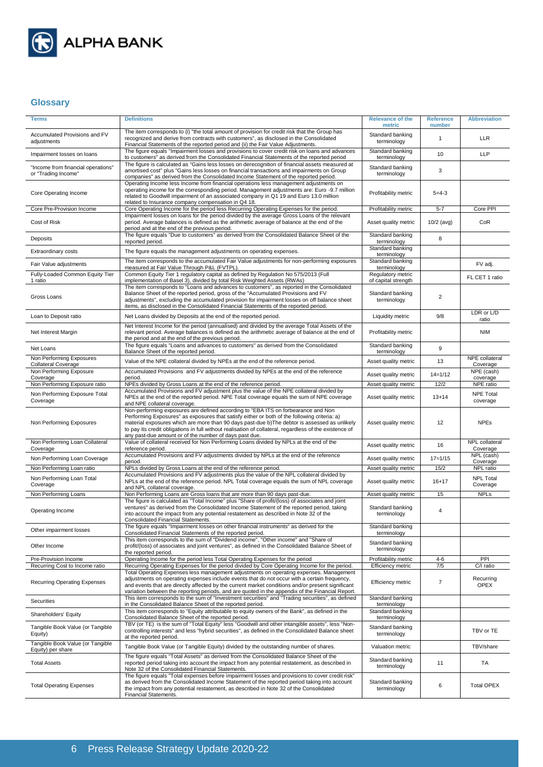## Glossary

| Terms | Definitions | Relevance of the metric | Reference number | Abbreviation |
|---|---|---|---|---|
| Accumulated Provisions and FV adjustments | The item corresponds to (i) "the total amount of provision for credit risk that the Group has recognized and derive from contracts with customers", as disclosed in the Consolidated Financial Statements of the reported period and (ii) the Fair Value Adjustments. | Standard banking terminology | 1 | LLR |
| Impairment losses on loans | The figure equals "Impairment losses and provisions to cover credit risk on loans and advances to customers" as derived from the Consolidated Financial Statements of the reported period | Standard banking terminology | 10 | LLP |
| "Income from financial operations" or "Trading Income" | The figure is calculated as "Gains less losses on derecognition of financial assets measured at amortised cost" plus "Gains less losses on financial transactions and impairments on Group companies" as derived from the Consolidated Income Statement of the reported period. | Standard banking terminology | 3 | |
| Core Operating Income | Operating Income less Income from financial operations less management adjustments on operating income for the corresponding period. Management adjustments are: Euro -9.7 million related to Goodwill impairment of an associated company in Q1 19 and Euro 13.0 million related to Insurance company compensation in Q4 18. | Profitability metric | 5=4-3 | |
| Core Pre-Provision Income | Core Operating Income for the period less Recurring Operating Expenses for the period. | Profitability metric | 5-7 | Core PPI |
| Cost of Risk | Impairment losses on loans for the period divided by the average Gross Loans of the relevant period. Average balances is defined as the arithmetic average of balance at the end of the period and at the end of the previous period. | Asset quality metric | 10/2 (avg) | CoR |
| Deposits | The figure equals "Due to customers" as derived from the Consolidated Balance Sheet of the reported period. | Standard banking terminology | 8 | |
| Extraordinary costs | The figure equals the management adjustments on operating expenses. | Standard banking terminology | | |
| Fair Value adjustments | The item corresponds to the accumulated Fair Value adjustments for non-performing exposures measured at Fair Value Through P&L (FVTPL). | Standard banking terminology | | FV adj. |
| Fully-Loaded Common Equity Tier 1 ratio | Common Equity Tier 1 regulatory capital as defined by Regulation No 575/2013 (Full implementation of Basel 3), divided by total Risk Weighted Assets (RWAs) | Regulatory metric of capital strength | | FL CET 1 ratio |
| Gross Loans | The item corresponds to "Loans and advances to customers", as reported in the Consolidated Balance Sheet of the reported period, gross of the "Accumulated Provisions and FV adjustments", excluding the accumulated provision for impairment losses on off balance sheet items, as disclosed in the Consolidated Financial Statements of the reported period. | Standard banking terminology | 2 | |
| Loan to Deposit ratio | Net Loans divided by Deposits at the end of the reported period. | Liquidity metric | 9/8 | LDR or L/D ratio |
| Net Interest Margin | Net Interest Income for the period (annualised) and divided by the average Total Assets of the relevant period. Average balances is defined as the arithmetic average of balance at the end of the period and at the end of the previous period. | Profitability metric | | NIM |
| Net Loans | The figure equals "Loans and advances to customers" as derived from the Consolidated Balance Sheet of the reported period. | Standard banking terminology | 9 | |
| Non Performing Exposures Collateral Coverage | Value of the NPE collateral divided by NPEs at the end of the reference period. | Asset quality metric | 13 | NPE collateral Coverage |
| Non Performing Exposure Coverage | Accumulated Provisions and FV adjustments divided by NPEs at the end of the reference period. | Asset quality metric | 14=1/12 | NPE (cash) coverage |
| Non Performing Exposure ratio | NPEs divided by Gross Loans at the end of the reference period. | Asset quality metric | 12/2 | NPE ratio |
| Non Performing Exposure Total Coverage | Accumulated Provisions and FV adjustment plus the value of the NPE collateral divided by NPEs at the end of the reported period. NPE Total coverage equals the sum of NPE coverage and NPE collateral coverage. | Asset quality metric | 13+14 | NPE Total coverage |
| Non Performing Exposures | Non-performing exposures are defined according to "EBA ITS on forbearance and Non Performing Exposures" as exposures that satisfy either or both of the following criteria: a) material exposures which are more than 90 days past-due b)The debtor is assessed as unlikely to pay its credit obligations in full without realisation of collateral, regardless of the existence of any past-due amount or of the number of days past due. | Asset quality metric | 12 | NPEs |
| Non Performing Loan Collateral Coverage | Value of collateral received for Non Performing Loans divided by NPLs at the end of the reference period. | Asset quality metric | 16 | NPL collateral Coverage |
| Non Performing Loan Coverage | Accumulated Provisions and FV adjustments divided by NPLs at the end of the reference period. | Asset quality metric | 17=1/15 | NPL (cash) Coverage |
| Non Performing Loan ratio | NPLs divided by Gross Loans at the end of the reference period. | Asset quality metric | 15/2 | NPL ratio |
| Non Performing Loan Total Coverage | Accumulated Provisions and FV adjustments plus the value of the NPL collateral divided by NPLs at the end of the reference period. NPL Total coverage equals the sum of NPL coverage and NPL collateral coverage. | Asset quality metric | 16+17 | NPL Total Coverage |
| Non Performing Loans | Non Performing Loans are Gross loans that are more than 90 days past-due. | Asset quality metric | 15 | NPLs |
| Operating Income | The figure is calculated as "Total Income" plus "Share of profit/(loss) of associates and joint ventures" as derived from the Consolidated Income Statement of the reported period, taking into account the impact from any potential restatement as described in Note 32 of the Consolidated Financial Statements. | Standard banking terminology | 4 | |
| Other impairment losses | The figure equals "Impairment losses on other financial instruments" as derived for the Consolidated Financial Statements of the reported period. | Standard banking terminology | | |
| Other Income | This item corresponds to the sum of "Dividend income", "Other income" and "Share of profit/(loss) of associates and joint ventures", as defined in the Consolidated Balance Sheet of the reported period. | Standard banking terminology | | |
| Pre-Provision Income | Operating Income for the period less Total Operating Expenses for the period | Profitability metric | 4-6 | PPI |
| Recurring Cost to Income ratio | Recurring Operating Expenses for the period divided by Core Operating Income for the period. | Efficiency metric | 7/5 | C/I ratio |
| Recurring Operating Expenses | Total Operating Expenses less management adjustments on operating expenses. Management adjustments on operating expenses include events that do not occur with a certain frequency, and events that are directly affected by the current market conditions and/or present significant variation between the reporting periods, and are quoted in the appendix of the Financial Report. | Efficiency metric | 7 | Recurring OPEX |
| Securities | This item corresponds to the sum of "Investment securities" and "Trading securities", as defined in the Consolidated Balance Sheet of the reported period. | Standard banking terminology | | |
| Shareholders' Equity | This item corresponds to "Equity attributable to equity owners of the Bank", as defined in the Consolidated Balance Sheet of the reported period. | Standard banking terminology | | |
| Tangible Book Value (or Tangible Equity) | TBV (or TE) is the sum of "Total Equity" less "Goodwill and other intangible assets", less "Non-controlling interests" and less "hybrid securities", as defined in the Consolidated Balance sheet at the reported period. | Standard banking terminology | | TBV or TE |
| Tangible Book Value (or Tangible Equity) per share | Tangible Book Value (or Tangible Equity) divided by the outstanding number of shares. | Valuation metric | | TBV/share |
| Total Assets | The figure equals "Total Assets" as derived from the Consolidated Balance Sheet of the reported period taking into account the impact from any potential restatement, as described in Note 32 of the Consolidated Financial Statements. | Standard banking terminology | 11 | TA |
| Total Operating Expenses | The figure equals "Total expenses before impairment losses and provisions to cover credit risk" as derived from the Consolidated Income Statement of the reported period taking into account the impact from any potential restatement, as described in Note 32 of the Consolidated Financial Statements. | Standard banking terminology | 6 | Total OPEX |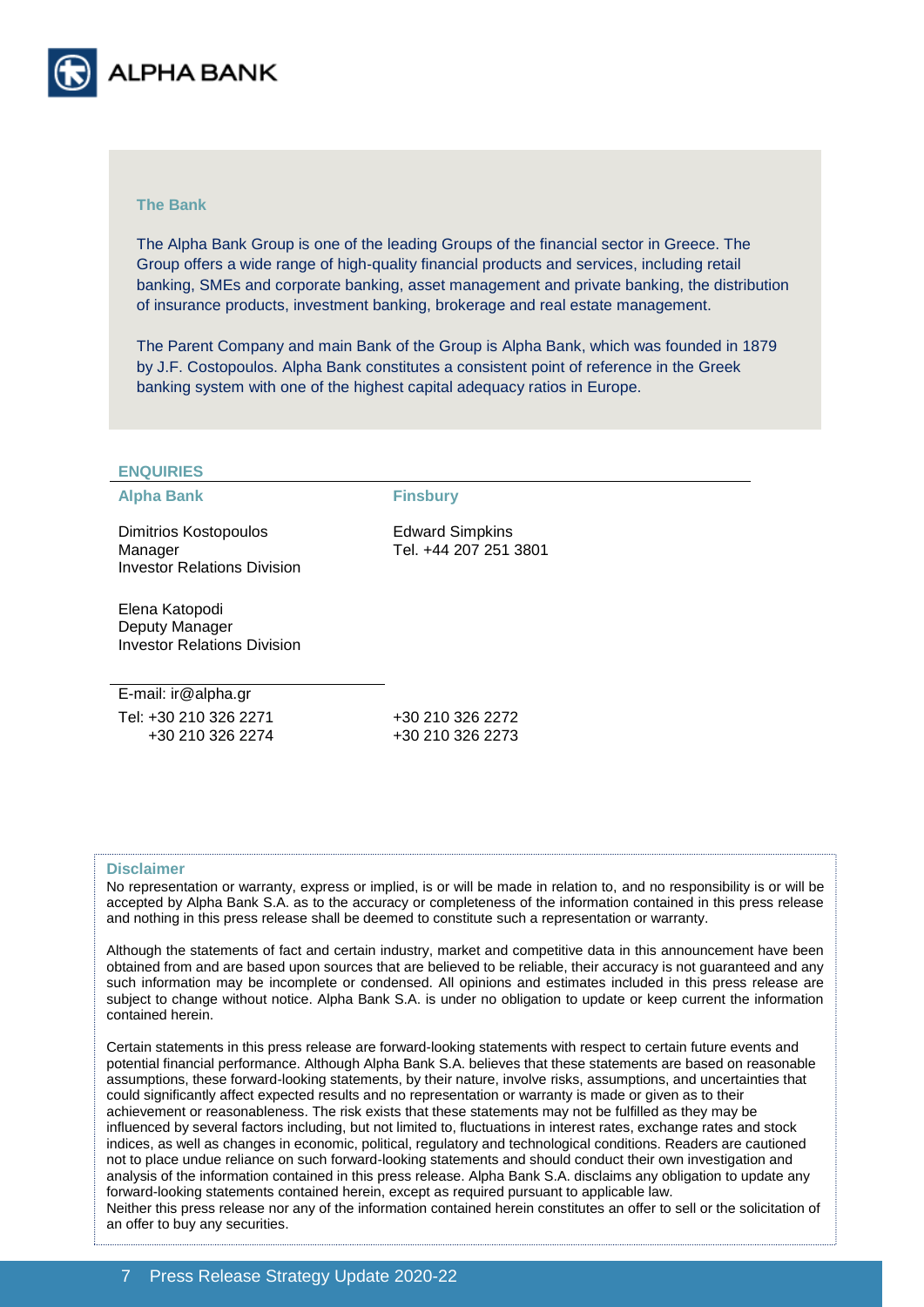### The Bank

The Alpha Bank Group is one of the leading Groups of the financial sector in Greece. The Group offers a wide range of high-quality financial products and services, including retail banking, SMEs and corporate banking, asset management and private banking, the distribution of insurance products, investment banking, brokerage and real estate management.

The Parent Company and main Bank of the Group is Alpha Bank, which was founded in 1879 by J.F. Costopoulos. Alpha Bank constitutes a consistent point of reference in the Greek banking system with one of the highest capital adequacy ratios in Europe.

### ENQUIRIES

**Alpha Bank**

Dimitrios Kostopoulos
Manager
Investor Relations Division

Elena Katopodi
Deputy Manager
Investor Relations Division

E-mail: ir@alpha.gr
Tel: +30 210 326 2271
+30 210 326 2274
+30 210 326 2272
+30 210 326 2273

**Finsbury**

Edward Simpkins
Tel. +44 207 251 3801

### Disclaimer

No representation or warranty, express or implied, is or will be made in relation to, and no responsibility is or will be accepted by Alpha Bank S.A. as to the accuracy or completeness of the information contained in this press release and nothing in this press release shall be deemed to constitute such a representation or warranty.

Although the statements of fact and certain industry, market and competitive data in this announcement have been obtained from and are based upon sources that are believed to be reliable, their accuracy is not guaranteed and any such information may be incomplete or condensed. All opinions and estimates included in this press release are subject to change without notice. Alpha Bank S.A. is under no obligation to update or keep current the information contained herein.

Certain statements in this press release are forward-looking statements with respect to certain future events and potential financial performance. Although Alpha Bank S.A. believes that these statements are based on reasonable assumptions, these forward-looking statements, by their nature, involve risks, assumptions, and uncertainties that could significantly affect expected results and no representation or warranty is made or given as to their achievement or reasonableness. The risk exists that these statements may not be fulfilled as they may be influenced by several factors including, but not limited to, fluctuations in interest rates, exchange rates and stock indices, as well as changes in economic, political, regulatory and technological conditions. Readers are cautioned not to place undue reliance on such forward-looking statements and should conduct their own investigation and analysis of the information contained in this press release. Alpha Bank S.A. disclaims any obligation to update any forward-looking statements contained herein, except as required pursuant to applicable law.
Neither this press release nor any of the information contained herein constitutes an offer to sell or the solicitation of an offer to buy any securities.